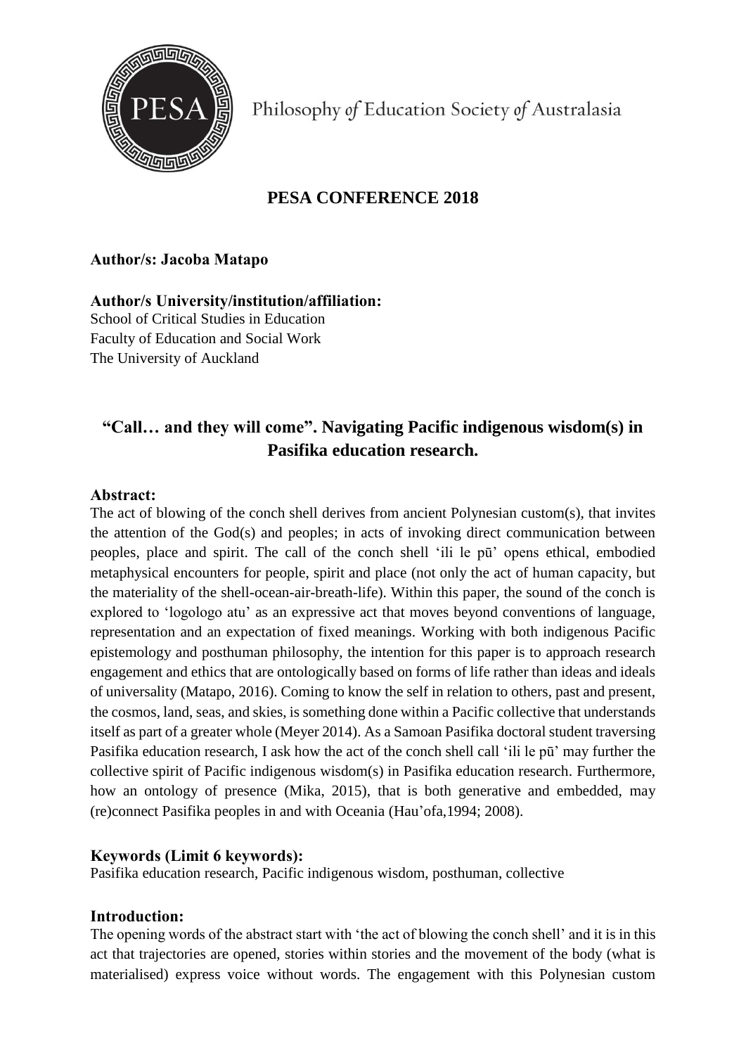Philosophy *of* Education Society *of* Australasia

## PESA CONFERENCE 2018

**Author/s: Jacoba Matapo**

**Author/s University/institution/affiliation:**
School of Critical Studies in Education
Faculty of Education and Social Work
The University of Auckland

# "Call… and they will come". Navigating Pacific indigenous wisdom(s) in Pasifika education research.

### Abstract:

The act of blowing of the conch shell derives from ancient Polynesian custom(s), that invites the attention of the God(s) and peoples; in acts of invoking direct communication between peoples, place and spirit. The call of the conch shell 'ili le pū' opens ethical, embodied metaphysical encounters for people, spirit and place (not only the act of human capacity, but the materiality of the shell-ocean-air-breath-life). Within this paper, the sound of the conch is explored to 'logologo atu' as an expressive act that moves beyond conventions of language, representation and an expectation of fixed meanings. Working with both indigenous Pacific epistemology and posthuman philosophy, the intention for this paper is to approach research engagement and ethics that are ontologically based on forms of life rather than ideas and ideals of universality (Matapo, 2016). Coming to know the self in relation to others, past and present, the cosmos, land, seas, and skies, is something done within a Pacific collective that understands itself as part of a greater whole (Meyer 2014). As a Samoan Pasifika doctoral student traversing Pasifika education research, I ask how the act of the conch shell call 'ili le pū' may further the collective spirit of Pacific indigenous wisdom(s) in Pasifika education research. Furthermore, how an ontology of presence (Mika, 2015), that is both generative and embedded, may (re)connect Pasifika peoples in and with Oceania (Hau'ofa,1994; 2008).

### Keywords (Limit 6 keywords):

Pasifika education research, Pacific indigenous wisdom, posthuman, collective

### Introduction:

The opening words of the abstract start with 'the act of blowing the conch shell' and it is in this act that trajectories are opened, stories within stories and the movement of the body (what is materialised) express voice without words. The engagement with this Polynesian custom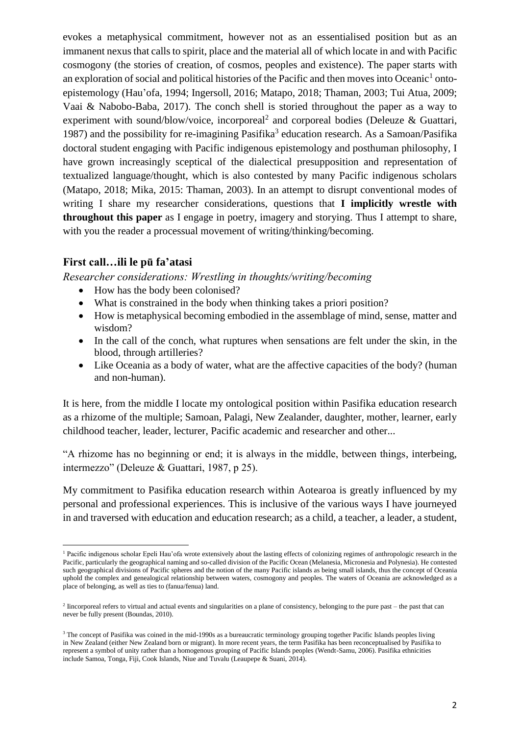evokes a metaphysical commitment, however not as an essentialised position but as an immanent nexus that calls to spirit, place and the material all of which locate in and with Pacific cosmogony (the stories of creation, of cosmos, peoples and existence). The paper starts with an exploration of social and political histories of the Pacific and then moves into Oceanic[1] onto-epistemology (Hau'ofa, 1994; Ingersoll, 2016; Matapo, 2018; Thaman, 2003; Tui Atua, 2009; Vaai & Nabobo-Baba, 2017). The conch shell is storied throughout the paper as a way to experiment with sound/blow/voice, incorporeal[2] and corporeal bodies (Deleuze & Guattari, 1987) and the possibility for re-imagining Pasifika[3] education research. As a Samoan/Pasifika doctoral student engaging with Pacific indigenous epistemology and posthuman philosophy, I have grown increasingly sceptical of the dialectical presupposition and representation of textualized language/thought, which is also contested by many Pacific indigenous scholars (Matapo, 2018; Mika, 2015: Thaman, 2003). In an attempt to disrupt conventional modes of writing I share my researcher considerations, questions that **I implicitly wrestle with throughout this paper** as I engage in poetry, imagery and storying. Thus I attempt to share, with you the reader a processual movement of writing/thinking/becoming.

## First call…ili le pū fa'atasi

*Researcher considerations: Wrestling in thoughts/writing/becoming*

- How has the body been colonised?
- What is constrained in the body when thinking takes a priori position?
- How is metaphysical becoming embodied in the assemblage of mind, sense, matter and wisdom?
- In the call of the conch, what ruptures when sensations are felt under the skin, in the blood, through artilleries?
- Like Oceania as a body of water, what are the affective capacities of the body? (human and non-human).

It is here, from the middle I locate my ontological position within Pasifika education research as a rhizome of the multiple; Samoan, Palagi, New Zealander, daughter, mother, learner, early childhood teacher, leader, lecturer, Pacific academic and researcher and other...

"A rhizome has no beginning or end; it is always in the middle, between things, interbeing, intermezzo" (Deleuze & Guattari, 1987, p 25).

My commitment to Pasifika education research within Aotearoa is greatly influenced by my personal and professional experiences. This is inclusive of the various ways I have journeyed in and traversed with education and education research; as a child, a teacher, a leader, a student,

---

[1] Pacific indigenous scholar Epeli Hau'ofa wrote extensively about the lasting effects of colonizing regimes of anthropologic research in the Pacific, particularly the geographical naming and so-called division of the Pacific Ocean (Melanesia, Micronesia and Polynesia). He contested such geographical divisions of Pacific spheres and the notion of the many Pacific islands as being small islands, thus the concept of Oceania uphold the complex and genealogical relationship between waters, cosmogony and peoples. The waters of Oceania are acknowledged as a place of belonging, as well as ties to (fanua/fenua) land.

[2] Iincorporeal refers to virtual and actual events and singularities on a plane of consistency, belonging to the pure past – the past that can never be fully present (Boundas, 2010).

[3] The concept of Pasifika was coined in the mid-1990s as a bureaucratic terminology grouping together Pacific Islands peoples living in New Zealand (either New Zealand born or migrant). In more recent years, the term Pasifika has been reconceptualised by Pasifika to represent a symbol of unity rather than a homogenous grouping of Pacific Islands peoples (Wendt-Samu, 2006). Pasifika ethnicities include Samoa, Tonga, Fiji, Cook Islands, Niue and Tuvalu (Leaupepe & Suani, 2014).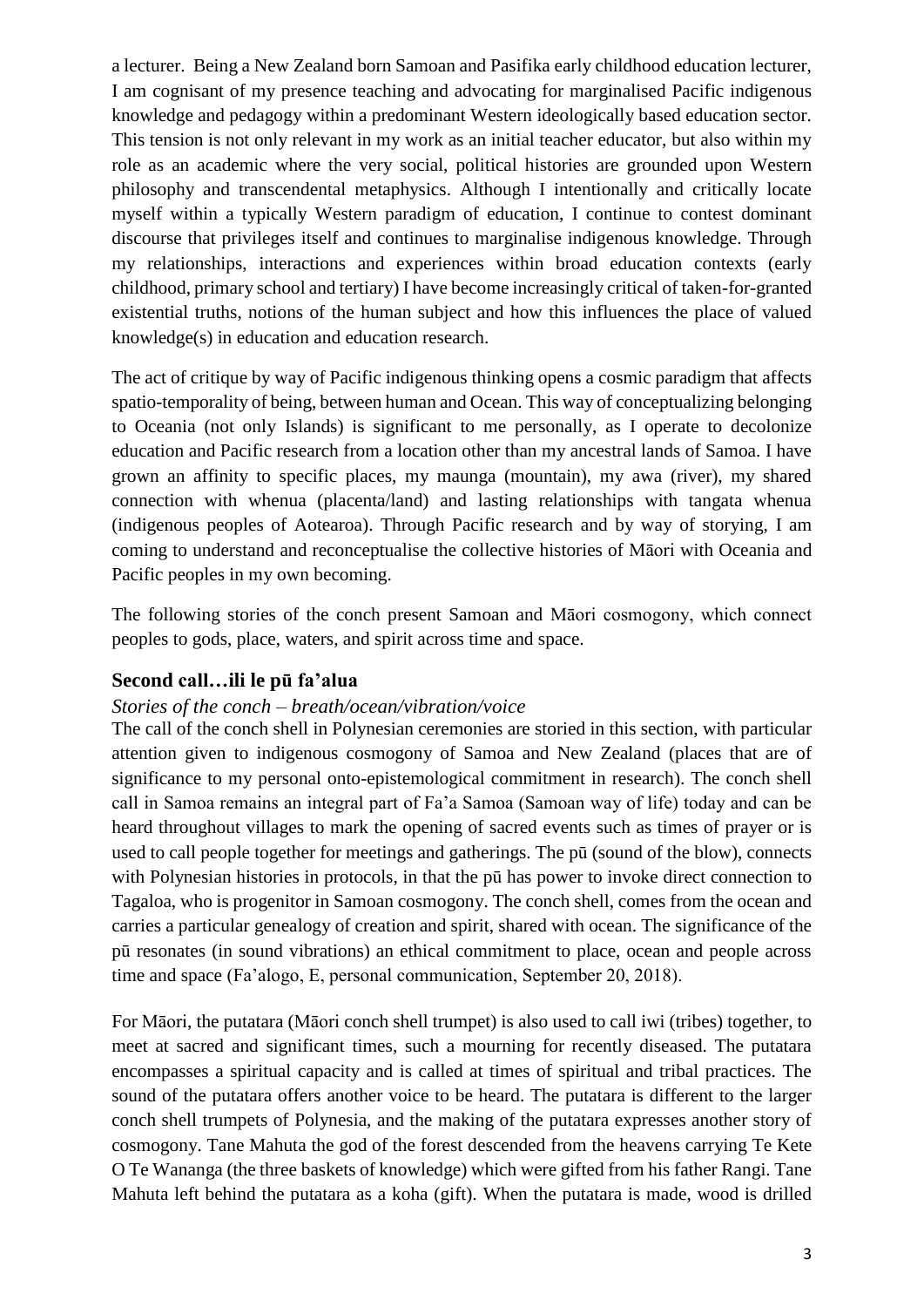a lecturer. Being a New Zealand born Samoan and Pasifika early childhood education lecturer, I am cognisant of my presence teaching and advocating for marginalised Pacific indigenous knowledge and pedagogy within a predominant Western ideologically based education sector. This tension is not only relevant in my work as an initial teacher educator, but also within my role as an academic where the very social, political histories are grounded upon Western philosophy and transcendental metaphysics. Although I intentionally and critically locate myself within a typically Western paradigm of education, I continue to contest dominant discourse that privileges itself and continues to marginalise indigenous knowledge. Through my relationships, interactions and experiences within broad education contexts (early childhood, primary school and tertiary) I have become increasingly critical of taken-for-granted existential truths, notions of the human subject and how this influences the place of valued knowledge(s) in education and education research.

The act of critique by way of Pacific indigenous thinking opens a cosmic paradigm that affects spatio-temporality of being, between human and Ocean. This way of conceptualizing belonging to Oceania (not only Islands) is significant to me personally, as I operate to decolonize education and Pacific research from a location other than my ancestral lands of Samoa. I have grown an affinity to specific places, my maunga (mountain), my awa (river), my shared connection with whenua (placenta/land) and lasting relationships with tangata whenua (indigenous peoples of Aotearoa). Through Pacific research and by way of storying, I am coming to understand and reconceptualise the collective histories of Māori with Oceania and Pacific peoples in my own becoming.

The following stories of the conch present Samoan and Māori cosmogony, which connect peoples to gods, place, waters, and spirit across time and space.

## Second call…ili le pū fa'alua

*Stories of the conch – breath/ocean/vibration/voice*

The call of the conch shell in Polynesian ceremonies are storied in this section, with particular attention given to indigenous cosmogony of Samoa and New Zealand (places that are of significance to my personal onto-epistemological commitment in research). The conch shell call in Samoa remains an integral part of Fa'a Samoa (Samoan way of life) today and can be heard throughout villages to mark the opening of sacred events such as times of prayer or is used to call people together for meetings and gatherings. The pū (sound of the blow), connects with Polynesian histories in protocols, in that the pū has power to invoke direct connection to Tagaloa, who is progenitor in Samoan cosmogony. The conch shell, comes from the ocean and carries a particular genealogy of creation and spirit, shared with ocean. The significance of the pū resonates (in sound vibrations) an ethical commitment to place, ocean and people across time and space (Fa'alogo, E, personal communication, September 20, 2018).

For Māori, the putatara (Māori conch shell trumpet) is also used to call iwi (tribes) together, to meet at sacred and significant times, such a mourning for recently diseased. The putatara encompasses a spiritual capacity and is called at times of spiritual and tribal practices. The sound of the putatara offers another voice to be heard. The putatara is different to the larger conch shell trumpets of Polynesia, and the making of the putatara expresses another story of cosmogony. Tane Mahuta the god of the forest descended from the heavens carrying Te Kete O Te Wananga (the three baskets of knowledge) which were gifted from his father Rangi. Tane Mahuta left behind the putatara as a koha (gift). When the putatara is made, wood is drilled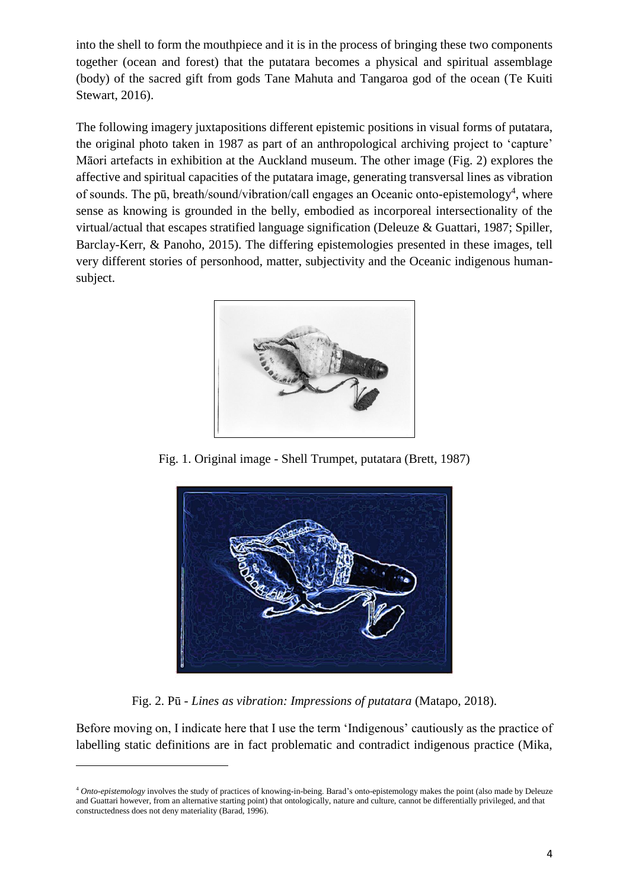into the shell to form the mouthpiece and it is in the process of bringing these two components together (ocean and forest) that the putatara becomes a physical and spiritual assemblage (body) of the sacred gift from gods Tane Mahuta and Tangaroa god of the ocean (Te Kuiti Stewart, 2016).

The following imagery juxtapositions different epistemic positions in visual forms of putatara, the original photo taken in 1987 as part of an anthropological archiving project to 'capture' Māori artefacts in exhibition at the Auckland museum. The other image (Fig. 2) explores the affective and spiritual capacities of the putatara image, generating transversal lines as vibration of sounds. The pū, breath/sound/vibration/call engages an Oceanic onto-epistemology[4], where sense as knowing is grounded in the belly, embodied as incorporeal intersectionality of the virtual/actual that escapes stratified language signification (Deleuze & Guattari, 1987; Spiller, Barclay-Kerr, & Panoho, 2015). The differing epistemologies presented in these images, tell very different stories of personhood, matter, subjectivity and the Oceanic indigenous human-subject.

Fig. 1. Original image - Shell Trumpet, putatara (Brett, 1987)

Fig. 2. Pū - *Lines as vibration: Impressions of putatara* (Matapo, 2018).

Before moving on, I indicate here that I use the term 'Indigenous' cautiously as the practice of labelling static definitions are in fact problematic and contradict indigenous practice (Mika,

[4] *Onto-epistemology* involves the study of practices of knowing-in-being. Barad's onto-epistemology makes the point (also made by Deleuze and Guattari however, from an alternative starting point) that ontologically, nature and culture, cannot be differentially privileged, and that constructedness does not deny materiality (Barad, 1996).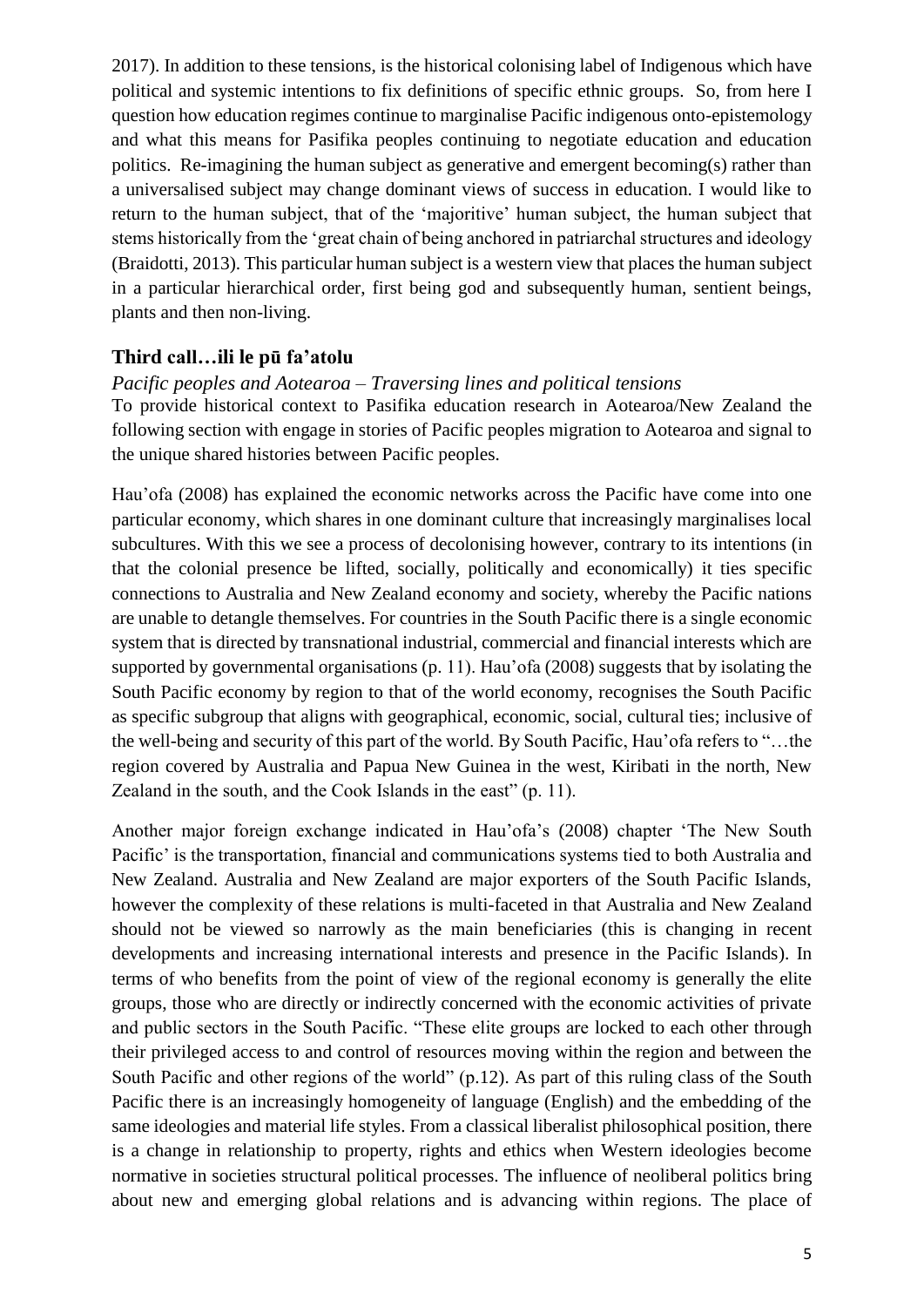2017). In addition to these tensions, is the historical colonising label of Indigenous which have political and systemic intentions to fix definitions of specific ethnic groups. So, from here I question how education regimes continue to marginalise Pacific indigenous onto-epistemology and what this means for Pasifika peoples continuing to negotiate education and education politics. Re-imagining the human subject as generative and emergent becoming(s) rather than a universalised subject may change dominant views of success in education. I would like to return to the human subject, that of the 'majoritive' human subject, the human subject that stems historically from the 'great chain of being anchored in patriarchal structures and ideology (Braidotti, 2013). This particular human subject is a western view that places the human subject in a particular hierarchical order, first being god and subsequently human, sentient beings, plants and then non-living.

## Third call…ili le pū fa'atolu

*Pacific peoples and Aotearoa – Traversing lines and political tensions*

To provide historical context to Pasifika education research in Aotearoa/New Zealand the following section with engage in stories of Pacific peoples migration to Aotearoa and signal to the unique shared histories between Pacific peoples.

Hau'ofa (2008) has explained the economic networks across the Pacific have come into one particular economy, which shares in one dominant culture that increasingly marginalises local subcultures. With this we see a process of decolonising however, contrary to its intentions (in that the colonial presence be lifted, socially, politically and economically) it ties specific connections to Australia and New Zealand economy and society, whereby the Pacific nations are unable to detangle themselves. For countries in the South Pacific there is a single economic system that is directed by transnational industrial, commercial and financial interests which are supported by governmental organisations (p. 11). Hau'ofa (2008) suggests that by isolating the South Pacific economy by region to that of the world economy, recognises the South Pacific as specific subgroup that aligns with geographical, economic, social, cultural ties; inclusive of the well-being and security of this part of the world. By South Pacific, Hau'ofa refers to "…the region covered by Australia and Papua New Guinea in the west, Kiribati in the north, New Zealand in the south, and the Cook Islands in the east" (p. 11).

Another major foreign exchange indicated in Hau'ofa's (2008) chapter 'The New South Pacific' is the transportation, financial and communications systems tied to both Australia and New Zealand. Australia and New Zealand are major exporters of the South Pacific Islands, however the complexity of these relations is multi-faceted in that Australia and New Zealand should not be viewed so narrowly as the main beneficiaries (this is changing in recent developments and increasing international interests and presence in the Pacific Islands). In terms of who benefits from the point of view of the regional economy is generally the elite groups, those who are directly or indirectly concerned with the economic activities of private and public sectors in the South Pacific. "These elite groups are locked to each other through their privileged access to and control of resources moving within the region and between the South Pacific and other regions of the world" (p.12). As part of this ruling class of the South Pacific there is an increasingly homogeneity of language (English) and the embedding of the same ideologies and material life styles. From a classical liberalist philosophical position, there is a change in relationship to property, rights and ethics when Western ideologies become normative in societies structural political processes. The influence of neoliberal politics bring about new and emerging global relations and is advancing within regions. The place of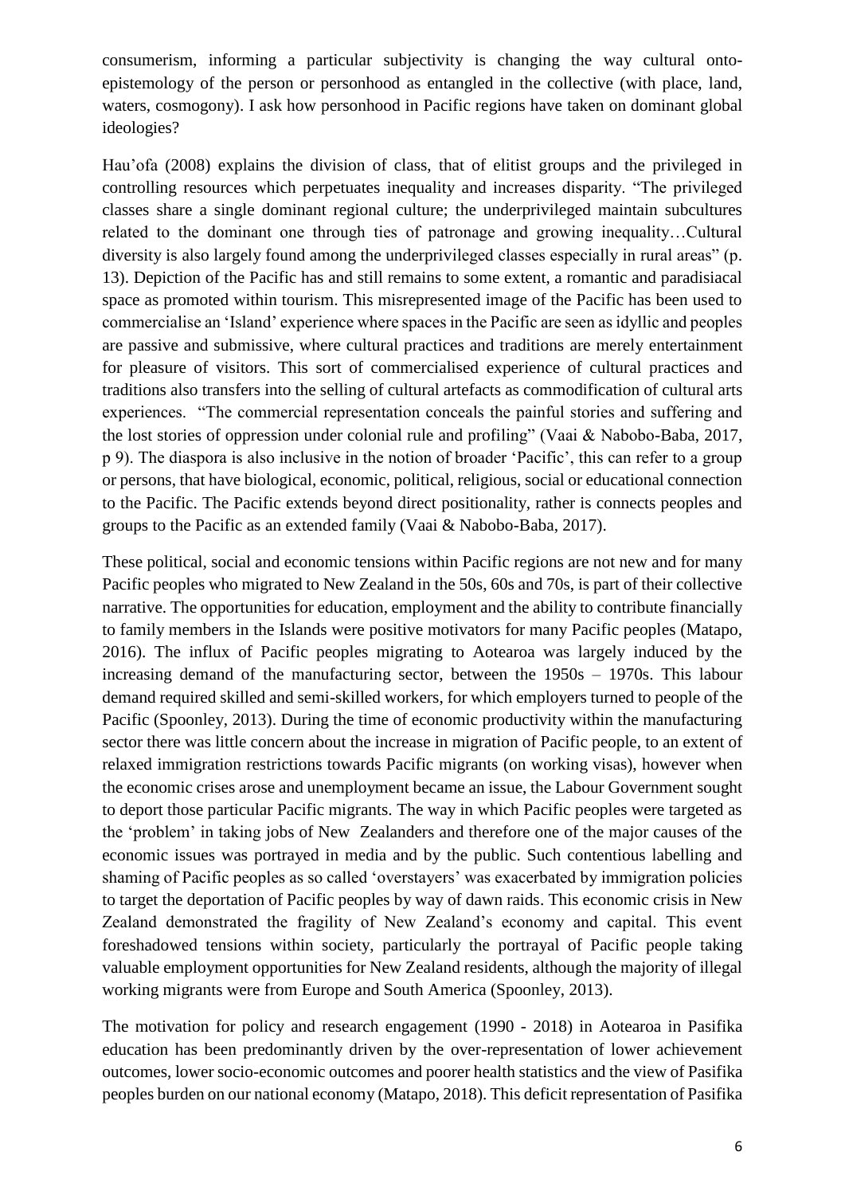consumerism, informing a particular subjectivity is changing the way cultural onto-epistemology of the person or personhood as entangled in the collective (with place, land, waters, cosmogony). I ask how personhood in Pacific regions have taken on dominant global ideologies?

Hau'ofa (2008) explains the division of class, that of elitist groups and the privileged in controlling resources which perpetuates inequality and increases disparity. "The privileged classes share a single dominant regional culture; the underprivileged maintain subcultures related to the dominant one through ties of patronage and growing inequality…Cultural diversity is also largely found among the underprivileged classes especially in rural areas" (p. 13). Depiction of the Pacific has and still remains to some extent, a romantic and paradisiacal space as promoted within tourism. This misrepresented image of the Pacific has been used to commercialise an 'Island' experience where spaces in the Pacific are seen as idyllic and peoples are passive and submissive, where cultural practices and traditions are merely entertainment for pleasure of visitors. This sort of commercialised experience of cultural practices and traditions also transfers into the selling of cultural artefacts as commodification of cultural arts experiences. "The commercial representation conceals the painful stories and suffering and the lost stories of oppression under colonial rule and profiling" (Vaai & Nabobo-Baba, 2017, p 9). The diaspora is also inclusive in the notion of broader 'Pacific', this can refer to a group or persons, that have biological, economic, political, religious, social or educational connection to the Pacific. The Pacific extends beyond direct positionality, rather is connects peoples and groups to the Pacific as an extended family (Vaai & Nabobo-Baba, 2017).

These political, social and economic tensions within Pacific regions are not new and for many Pacific peoples who migrated to New Zealand in the 50s, 60s and 70s, is part of their collective narrative. The opportunities for education, employment and the ability to contribute financially to family members in the Islands were positive motivators for many Pacific peoples (Matapo, 2016). The influx of Pacific peoples migrating to Aotearoa was largely induced by the increasing demand of the manufacturing sector, between the 1950s – 1970s. This labour demand required skilled and semi-skilled workers, for which employers turned to people of the Pacific (Spoonley, 2013). During the time of economic productivity within the manufacturing sector there was little concern about the increase in migration of Pacific people, to an extent of relaxed immigration restrictions towards Pacific migrants (on working visas), however when the economic crises arose and unemployment became an issue, the Labour Government sought to deport those particular Pacific migrants. The way in which Pacific peoples were targeted as the 'problem' in taking jobs of New Zealanders and therefore one of the major causes of the economic issues was portrayed in media and by the public. Such contentious labelling and shaming of Pacific peoples as so called 'overstayers' was exacerbated by immigration policies to target the deportation of Pacific peoples by way of dawn raids. This economic crisis in New Zealand demonstrated the fragility of New Zealand's economy and capital. This event foreshadowed tensions within society, particularly the portrayal of Pacific people taking valuable employment opportunities for New Zealand residents, although the majority of illegal working migrants were from Europe and South America (Spoonley, 2013).

The motivation for policy and research engagement (1990 - 2018) in Aotearoa in Pasifika education has been predominantly driven by the over-representation of lower achievement outcomes, lower socio-economic outcomes and poorer health statistics and the view of Pasifika peoples burden on our national economy (Matapo, 2018). This deficit representation of Pasifika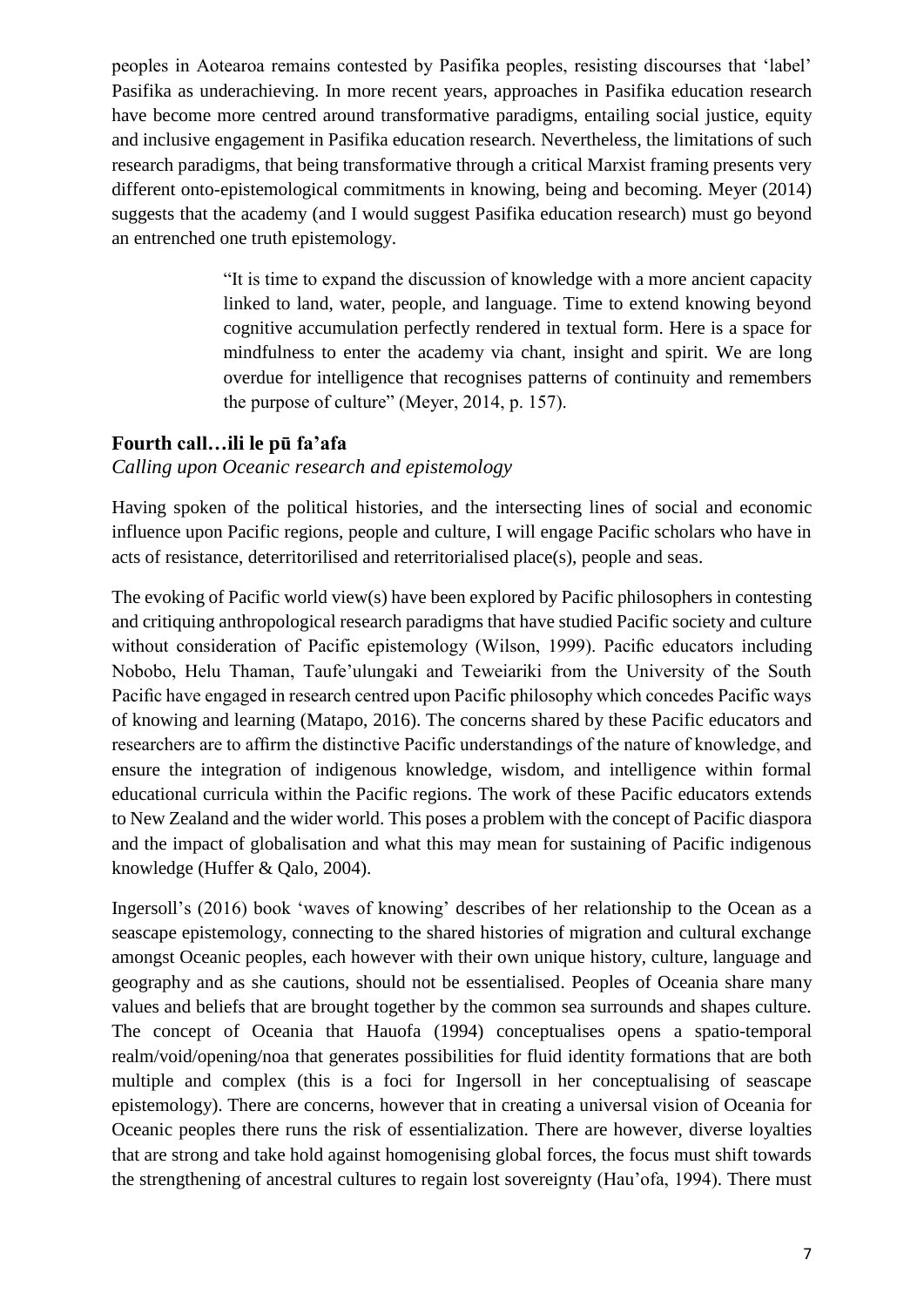peoples in Aotearoa remains contested by Pasifika peoples, resisting discourses that 'label' Pasifika as underachieving. In more recent years, approaches in Pasifika education research have become more centred around transformative paradigms, entailing social justice, equity and inclusive engagement in Pasifika education research. Nevertheless, the limitations of such research paradigms, that being transformative through a critical Marxist framing presents very different onto-epistemological commitments in knowing, being and becoming. Meyer (2014) suggests that the academy (and I would suggest Pasifika education research) must go beyond an entrenched one truth epistemology.

> "It is time to expand the discussion of knowledge with a more ancient capacity linked to land, water, people, and language. Time to extend knowing beyond cognitive accumulation perfectly rendered in textual form. Here is a space for mindfulness to enter the academy via chant, insight and spirit. We are long overdue for intelligence that recognises patterns of continuity and remembers the purpose of culture" (Meyer, 2014, p. 157).

## Fourth call…ili le pū fa'afa

*Calling upon Oceanic research and epistemology*

Having spoken of the political histories, and the intersecting lines of social and economic influence upon Pacific regions, people and culture, I will engage Pacific scholars who have in acts of resistance, deterritorilised and reterritorialised place(s), people and seas.

The evoking of Pacific world view(s) have been explored by Pacific philosophers in contesting and critiquing anthropological research paradigms that have studied Pacific society and culture without consideration of Pacific epistemology (Wilson, 1999). Pacific educators including Nobobo, Helu Thaman, Taufe'ulungaki and Teweiariki from the University of the South Pacific have engaged in research centred upon Pacific philosophy which concedes Pacific ways of knowing and learning (Matapo, 2016). The concerns shared by these Pacific educators and researchers are to affirm the distinctive Pacific understandings of the nature of knowledge, and ensure the integration of indigenous knowledge, wisdom, and intelligence within formal educational curricula within the Pacific regions. The work of these Pacific educators extends to New Zealand and the wider world. This poses a problem with the concept of Pacific diaspora and the impact of globalisation and what this may mean for sustaining of Pacific indigenous knowledge (Huffer & Qalo, 2004).

Ingersoll's (2016) book 'waves of knowing' describes of her relationship to the Ocean as a seascape epistemology, connecting to the shared histories of migration and cultural exchange amongst Oceanic peoples, each however with their own unique history, culture, language and geography and as she cautions, should not be essentialised. Peoples of Oceania share many values and beliefs that are brought together by the common sea surrounds and shapes culture. The concept of Oceania that Hauofa (1994) conceptualises opens a spatio-temporal realm/void/opening/noa that generates possibilities for fluid identity formations that are both multiple and complex (this is a foci for Ingersoll in her conceptualising of seascape epistemology). There are concerns, however that in creating a universal vision of Oceania for Oceanic peoples there runs the risk of essentialization. There are however, diverse loyalties that are strong and take hold against homogenising global forces, the focus must shift towards the strengthening of ancestral cultures to regain lost sovereignty (Hau'ofa, 1994). There must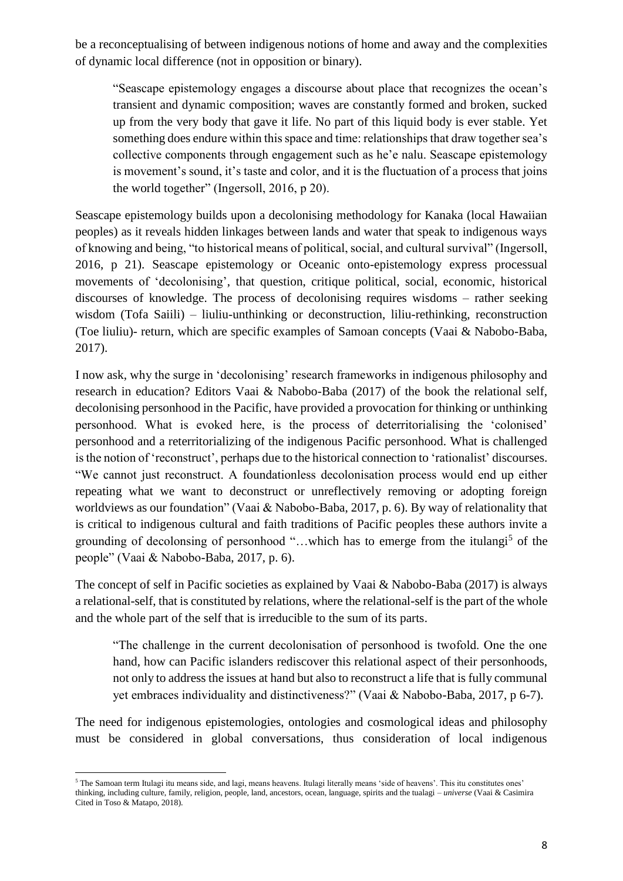be a reconceptualising of between indigenous notions of home and away and the complexities of dynamic local difference (not in opposition or binary).

> "Seascape epistemology engages a discourse about place that recognizes the ocean's transient and dynamic composition; waves are constantly formed and broken, sucked up from the very body that gave it life. No part of this liquid body is ever stable. Yet something does endure within this space and time: relationships that draw together sea's collective components through engagement such as he'e nalu. Seascape epistemology is movement's sound, it's taste and color, and it is the fluctuation of a process that joins the world together" (Ingersoll, 2016, p 20).

Seascape epistemology builds upon a decolonising methodology for Kanaka (local Hawaiian peoples) as it reveals hidden linkages between lands and water that speak to indigenous ways of knowing and being, "to historical means of political, social, and cultural survival" (Ingersoll, 2016, p 21). Seascape epistemology or Oceanic onto-epistemology express processual movements of 'decolonising', that question, critique political, social, economic, historical discourses of knowledge. The process of decolonising requires wisdoms – rather seeking wisdom (Tofa Saiili) – liuliu-unthinking or deconstruction, liliu-rethinking, reconstruction (Toe liuliu)- return, which are specific examples of Samoan concepts (Vaai & Nabobo-Baba, 2017).

I now ask, why the surge in 'decolonising' research frameworks in indigenous philosophy and research in education? Editors Vaai & Nabobo-Baba (2017) of the book the relational self, decolonising personhood in the Pacific, have provided a provocation for thinking or unthinking personhood. What is evoked here, is the process of deterritorialising the 'colonised' personhood and a reterritorializing of the indigenous Pacific personhood. What is challenged is the notion of 'reconstruct', perhaps due to the historical connection to 'rationalist' discourses. "We cannot just reconstruct. A foundationless decolonisation process would end up either repeating what we want to deconstruct or unreflectively removing or adopting foreign worldviews as our foundation" (Vaai & Nabobo-Baba, 2017, p. 6). By way of relationality that is critical to indigenous cultural and faith traditions of Pacific peoples these authors invite a grounding of decolonsing of personhood "…which has to emerge from the itulangi[5] of the people" (Vaai & Nabobo-Baba, 2017, p. 6).

The concept of self in Pacific societies as explained by Vaai & Nabobo-Baba (2017) is always a relational-self, that is constituted by relations, where the relational-self is the part of the whole and the whole part of the self that is irreducible to the sum of its parts.

> "The challenge in the current decolonisation of personhood is twofold. One the one hand, how can Pacific islanders rediscover this relational aspect of their personhoods, not only to address the issues at hand but also to reconstruct a life that is fully communal yet embraces individuality and distinctiveness?" (Vaai & Nabobo-Baba, 2017, p 6-7).

The need for indigenous epistemologies, ontologies and cosmological ideas and philosophy must be considered in global conversations, thus consideration of local indigenous

---

[5] The Samoan term Itulagi itu means side, and lagi, means heavens. Itulagi literally means 'side of heavens'. This itu constitutes ones' thinking, including culture, family, religion, people, land, ancestors, ocean, language, spirits and the tualagi – *universe* (Vaai & Casimira Cited in Toso & Matapo, 2018).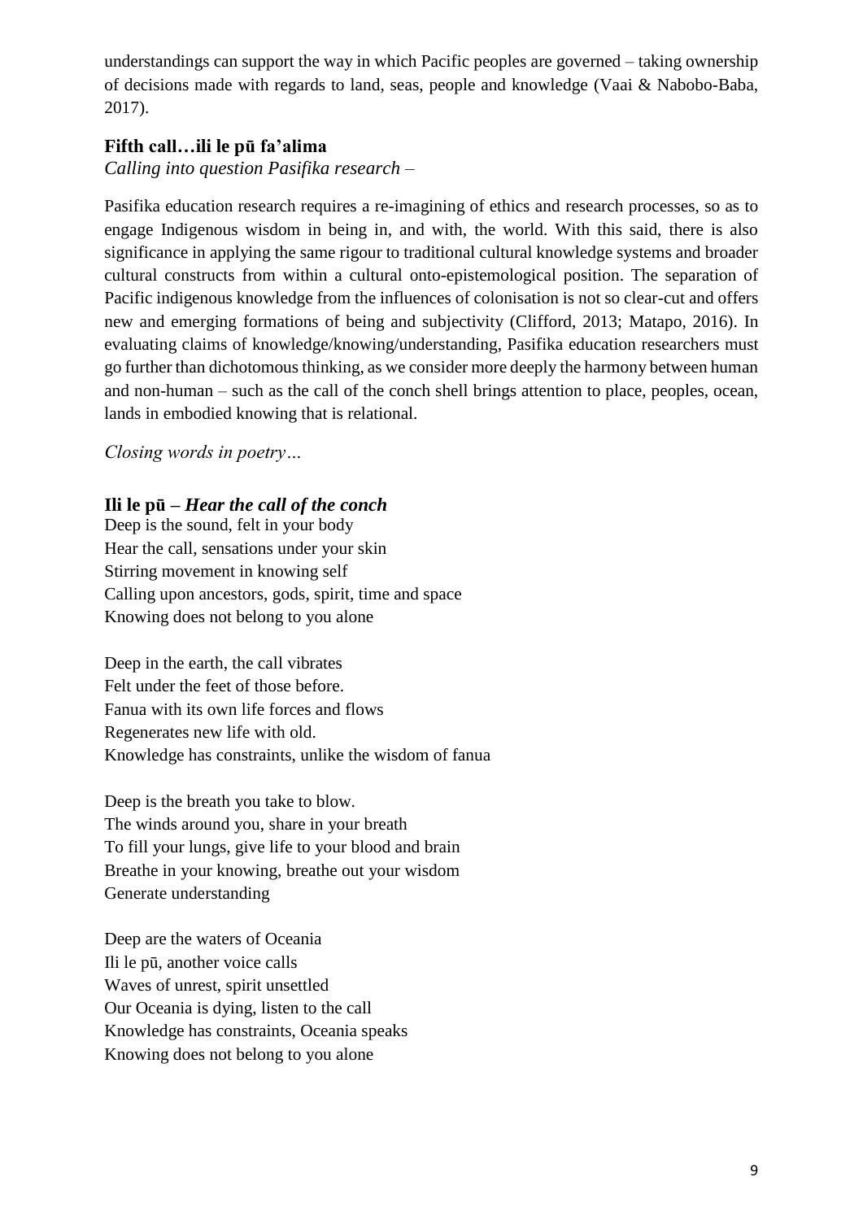understandings can support the way in which Pacific peoples are governed – taking ownership of decisions made with regards to land, seas, people and knowledge (Vaai & Nabobo-Baba, 2017).

### Fifth call…ili le pū fa'alima

*Calling into question Pasifika research –*

Pasifika education research requires a re-imagining of ethics and research processes, so as to engage Indigenous wisdom in being in, and with, the world. With this said, there is also significance in applying the same rigour to traditional cultural knowledge systems and broader cultural constructs from within a cultural onto-epistemological position. The separation of Pacific indigenous knowledge from the influences of colonisation is not so clear-cut and offers new and emerging formations of being and subjectivity (Clifford, 2013; Matapo, 2016). In evaluating claims of knowledge/knowing/understanding, Pasifika education researchers must go further than dichotomous thinking, as we consider more deeply the harmony between human and non-human – such as the call of the conch shell brings attention to place, peoples, ocean, lands in embodied knowing that is relational.

*Closing words in poetry…*

### Ili le pū – *Hear the call of the conch*

Deep is the sound, felt in your body  
Hear the call, sensations under your skin  
Stirring movement in knowing self  
Calling upon ancestors, gods, spirit, time and space  
Knowing does not belong to you alone

Deep in the earth, the call vibrates  
Felt under the feet of those before.  
Fanua with its own life forces and flows  
Regenerates new life with old.  
Knowledge has constraints, unlike the wisdom of fanua

Deep is the breath you take to blow.  
The winds around you, share in your breath  
To fill your lungs, give life to your blood and brain  
Breathe in your knowing, breathe out your wisdom  
Generate understanding

Deep are the waters of Oceania  
Ili le pū, another voice calls  
Waves of unrest, spirit unsettled  
Our Oceania is dying, listen to the call  
Knowledge has constraints, Oceania speaks  
Knowing does not belong to you alone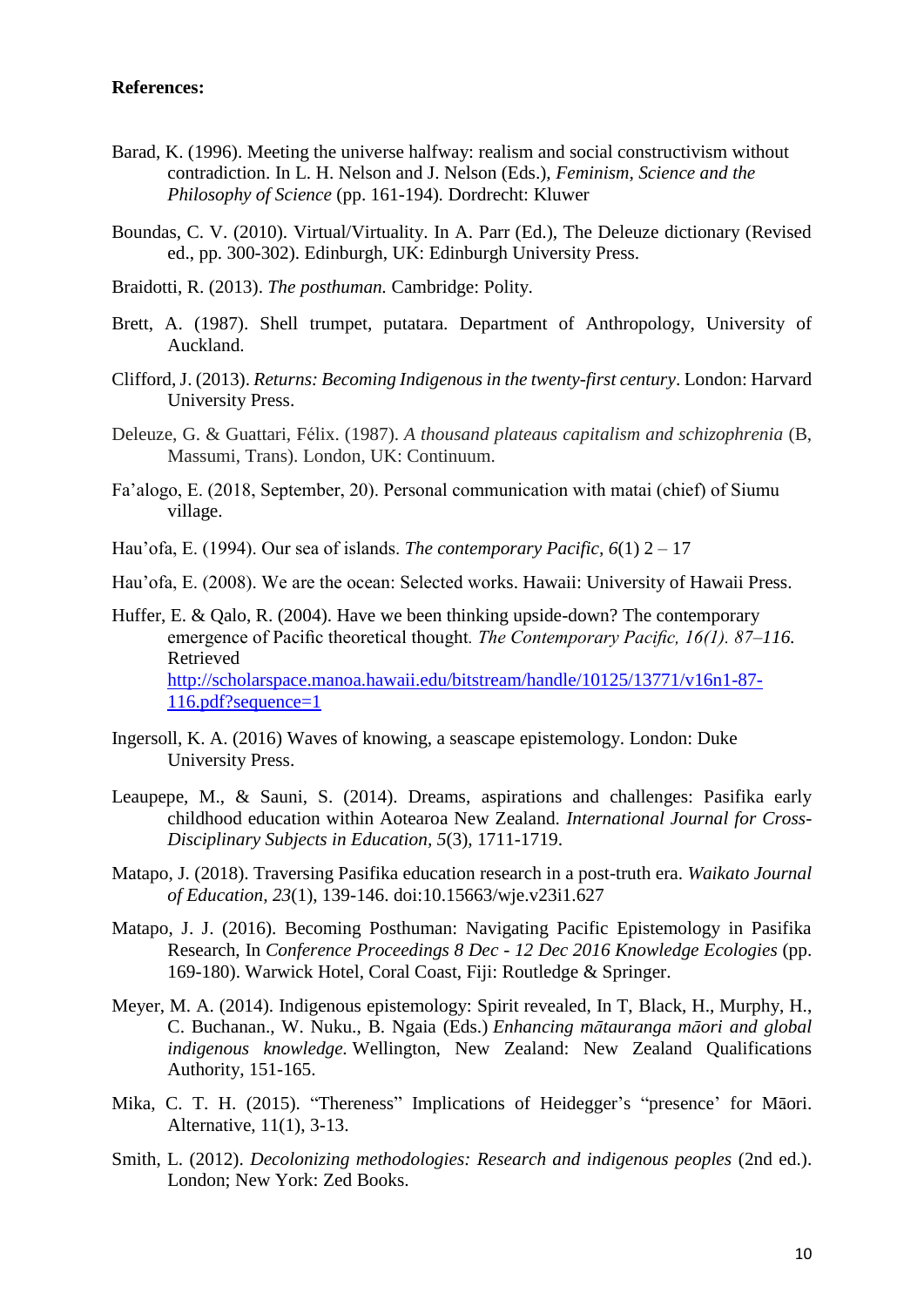**References:**

Barad, K. (1996). Meeting the universe halfway: realism and social constructivism without contradiction. In L. H. Nelson and J. Nelson (Eds.), *Feminism, Science and the Philosophy of Science* (pp. 161-194). Dordrecht: Kluwer

Boundas, C. V. (2010). Virtual/Virtuality. In A. Parr (Ed.), The Deleuze dictionary (Revised ed., pp. 300-302). Edinburgh, UK: Edinburgh University Press.

Braidotti, R. (2013). *The posthuman.* Cambridge: Polity.

Brett, A. (1987). Shell trumpet, putatara. Department of Anthropology, University of Auckland.

Clifford, J. (2013). *Returns: Becoming Indigenous in the twenty-first century*. London: Harvard University Press.

Deleuze, G. & Guattari, Félix. (1987). *A thousand plateaus capitalism and schizophrenia* (B, Massumi, Trans). London, UK: Continuum.

Fa'alogo, E. (2018, September, 20). Personal communication with matai (chief) of Siumu village.

Hau'ofa, E. (1994). Our sea of islands. *The contemporary Pacific, 6*(1) 2 – 17

Hau'ofa, E. (2008). We are the ocean: Selected works. Hawaii: University of Hawaii Press.

Huffer, E. & Qalo, R. (2004). Have we been thinking upside-down? The contemporary emergence of Pacific theoretical thought. *The Contemporary Pacific, 16(1). 87–116.* Retrieved http://scholarspace.manoa.hawaii.edu/bitstream/handle/10125/13771/v16n1-87-116.pdf?sequence=1

Ingersoll, K. A. (2016) Waves of knowing, a seascape epistemology. London: Duke University Press.

Leaupepe, M., & Sauni, S. (2014). Dreams, aspirations and challenges: Pasifika early childhood education within Aotearoa New Zealand. *International Journal for Cross-Disciplinary Subjects in Education, 5*(3), 1711-1719.

Matapo, J. (2018). Traversing Pasifika education research in a post-truth era. *Waikato Journal of Education, 23*(1), 139-146. doi:10.15663/wje.v23i1.627

Matapo, J. J. (2016). Becoming Posthuman: Navigating Pacific Epistemology in Pasifika Research, In *Conference Proceedings 8 Dec - 12 Dec 2016 Knowledge Ecologies* (pp. 169-180). Warwick Hotel, Coral Coast, Fiji: Routledge & Springer.

Meyer, M. A. (2014). Indigenous epistemology: Spirit revealed, In T, Black, H., Murphy, H., C. Buchanan., W. Nuku., B. Ngaia (Eds.) *Enhancing mātauranga māori and global indigenous knowledge.* Wellington, New Zealand: New Zealand Qualifications Authority, 151-165.

Mika, C. T. H. (2015). "Thereness" Implications of Heidegger's "presence' for Māori. Alternative, 11(1), 3-13.

Smith, L. (2012). *Decolonizing methodologies: Research and indigenous peoples* (2nd ed.). London; New York: Zed Books.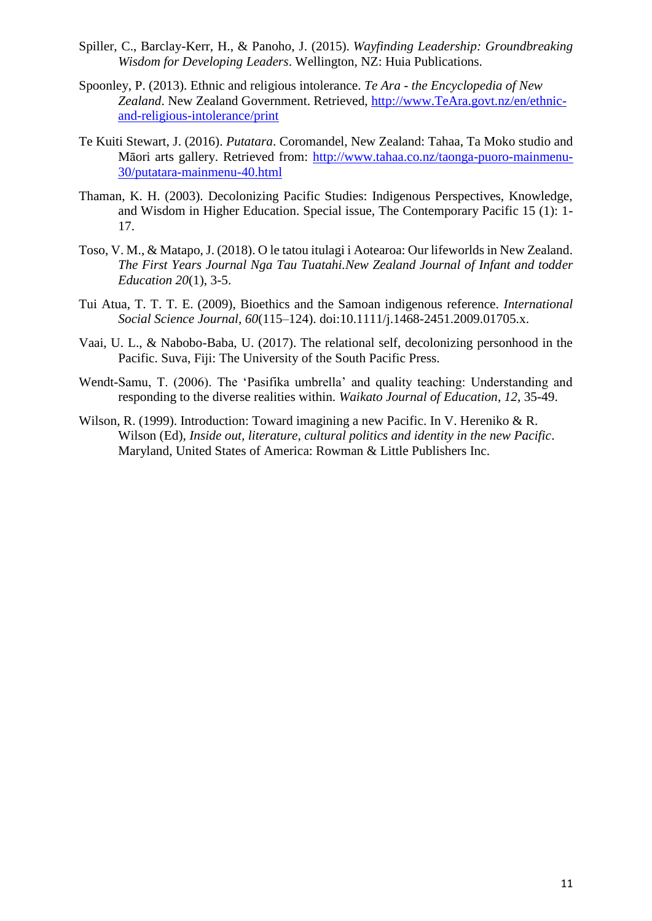Spiller, C., Barclay-Kerr, H., & Panoho, J. (2015). *Wayfinding Leadership: Groundbreaking Wisdom for Developing Leaders*. Wellington, NZ: Huia Publications.

Spoonley, P. (2013). Ethnic and religious intolerance. *Te Ara - the Encyclopedia of New Zealand*. New Zealand Government. Retrieved, [http://www.TeAra.govt.nz/en/ethnic-and-religious-intolerance/print](http://www.TeAra.govt.nz/en/ethnic-and-religious-intolerance/print)

Te Kuiti Stewart, J. (2016). *Putatara*. Coromandel, New Zealand: Tahaa, Ta Moko studio and Māori arts gallery. Retrieved from: [http://www.tahaa.co.nz/taonga-puoro-mainmenu-30/putatara-mainmenu-40.html](http://www.tahaa.co.nz/taonga-puoro-mainmenu-30/putatara-mainmenu-40.html)

Thaman, K. H. (2003). Decolonizing Pacific Studies: Indigenous Perspectives, Knowledge, and Wisdom in Higher Education. Special issue, The Contemporary Pacific 15 (1): 1-17.

Toso, V. M., & Matapo, J. (2018). O le tatou itulagi i Aotearoa: Our lifeworlds in New Zealand. *The First Years Journal Nga Tau Tuatahi.New Zealand Journal of Infant and todder Education 20*(1), 3-5.

Tui Atua, T. T. T. E. (2009), Bioethics and the Samoan indigenous reference. *International Social Science Journal*, *60*(115–124). doi:10.1111/j.1468-2451.2009.01705.x.

Vaai, U. L., & Nabobo-Baba, U. (2017). The relational self, decolonizing personhood in the Pacific. Suva, Fiji: The University of the South Pacific Press.

Wendt-Samu, T. (2006). The 'Pasifika umbrella' and quality teaching: Understanding and responding to the diverse realities within. *Waikato Journal of Education*, *12*, 35-49.

Wilson, R. (1999). Introduction: Toward imagining a new Pacific. In V. Hereniko & R. Wilson (Ed), *Inside out, literature, cultural politics and identity in the new Pacific*. Maryland, United States of America: Rowman & Little Publishers Inc.